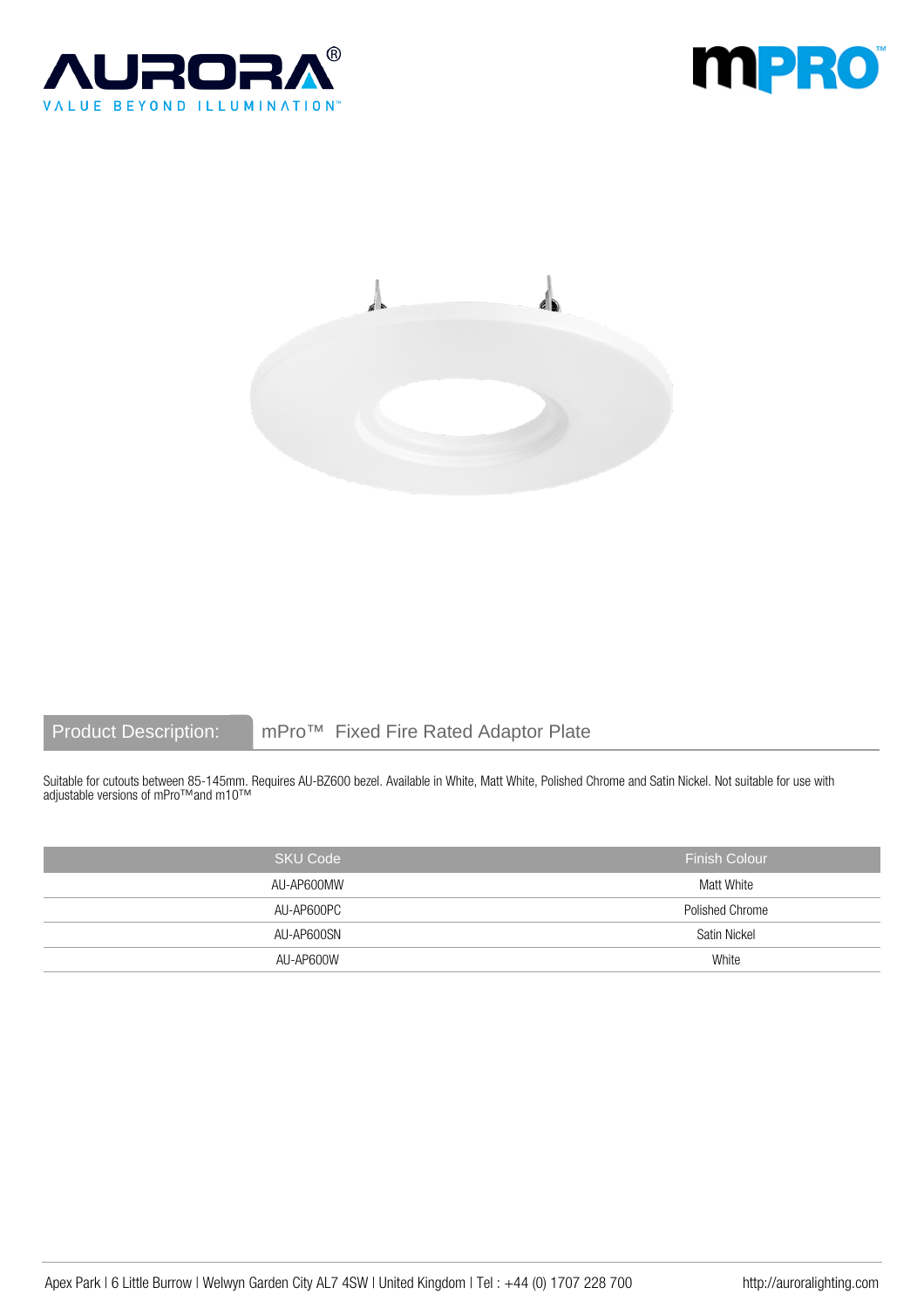AURORA®

VALUE BEYOND ILLUMINATION™

mPRO™

## Product Description: mPro™ Fixed Fire Rated Adaptor Plate

Suitable for cutouts between 85-145mm. Requires AU-BZ600 bezel. Available in White, Matt White, Polished Chrome and Satin Nickel. Not suitable for use with adjustable versions of mPro™and m10™

| SKU Code | Finish Colour |
|---|---|
| AU-AP600MW | Matt White |
| AU-AP600PC | Polished Chrome |
| AU-AP600SN | Satin Nickel |
| AU-AP600W | White |

Apex Park | 6 Little Burrow | Welwyn Garden City AL7 4SW | United Kingdom | Tel : +44 (0) 1707 228 700 http://auroralighting.com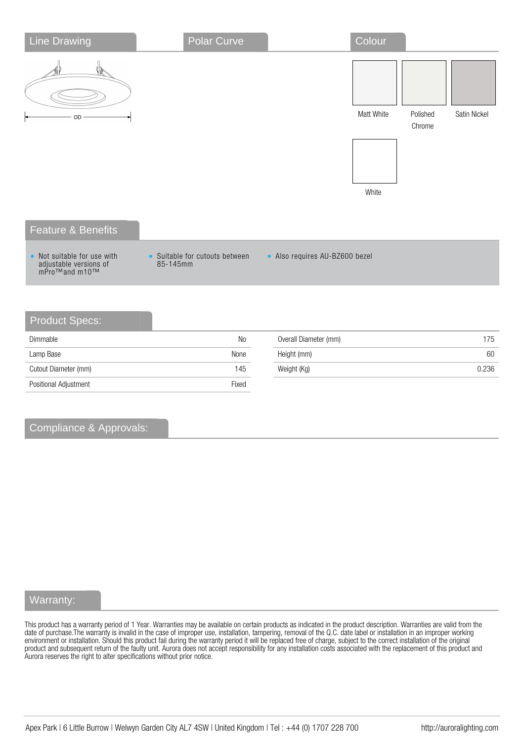## Line Drawing

OD

## Polar Curve

## Colour

Matt White

Polished Chrome

Satin Nickel

White

## Feature & Benefits

- Not suitable for use with adjustable versions of mPro™and m10™
- Suitable for cutouts between 85-145mm
- Also requires AU-BZ600 bezel

## Product Specs:

| | | | |
|---|---|---|---|
| Dimmable | No | Overall Diameter (mm) | 175 |
| Lamp Base | None | Height (mm) | 60 |
| Cutout Diameter (mm) | 145 | Weight (Kg) | 0.236 |
| Positional Adjustment | Fixed | | |

## Compliance & Approvals:

## Warranty:

This product has a warranty period of 1 Year. Warranties may be available on certain products as indicated in the product description. Warranties are valid from the date of purchase.The warranty is invalid in the case of improper use, installation, tampering, removal of the Q.C. date label or installation in an improper working environment or installation. Should this product fail during the warranty period it will be replaced free of charge, subject to the correct installation of the original product and subsequent return of the faulty unit. Aurora does not accept responsibility for any installation costs associated with the replacement of this product and Aurora reserves the right to alter specifications without prior notice.

Apex Park | 6 Little Burrow | Welwyn Garden City AL7 4SW | United Kingdom | Tel : +44 (0) 1707 228 700 http://auroralighting.com